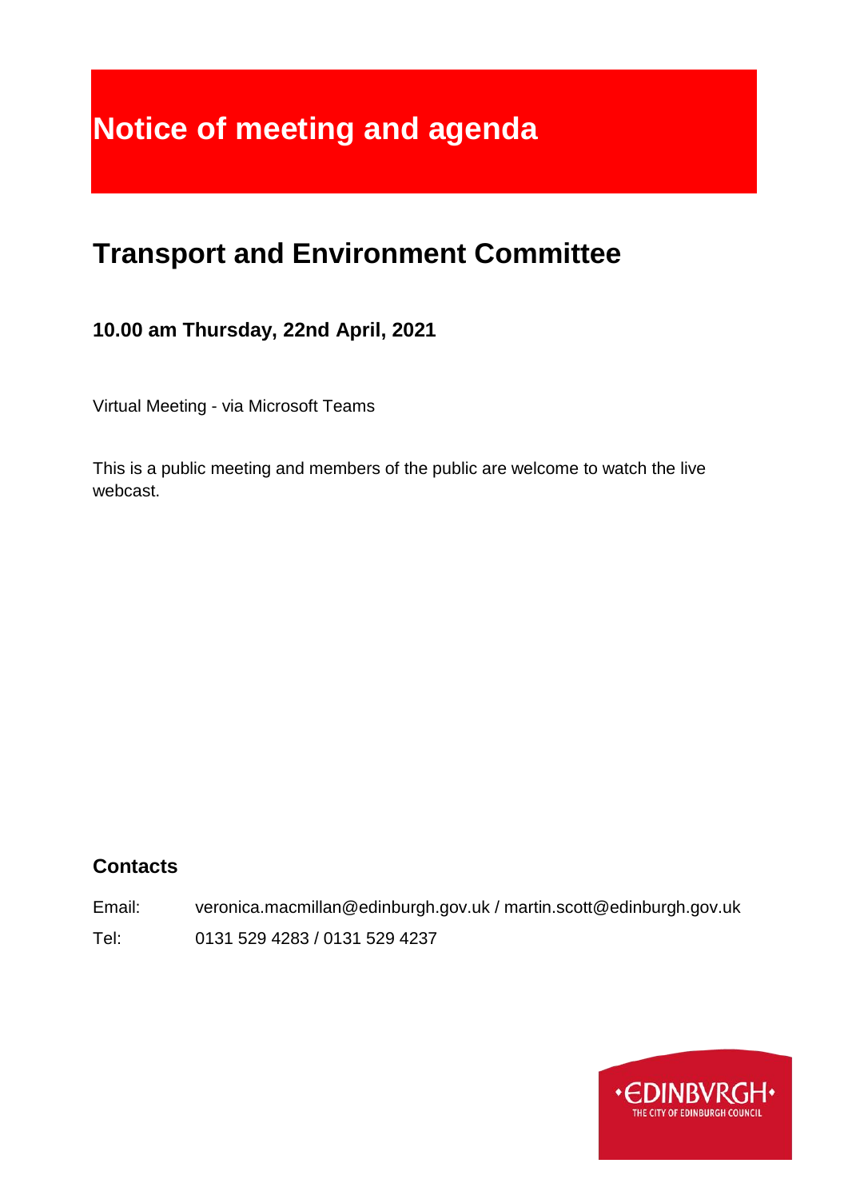# Notice of meeting and agenda

## Transport and Environment Committee

### 10.00 am Thursday, 22nd April, 2021

Virtual Meeting - via Microsoft Teams

This is a public meeting and members of the public are welcome to watch the live webcast.

### Contacts

Email: veronica.macmillan@edinburgh.gov.uk / martin.scott@edinburgh.gov.uk

Tel: 0131 529 4283 / 0131 529 4237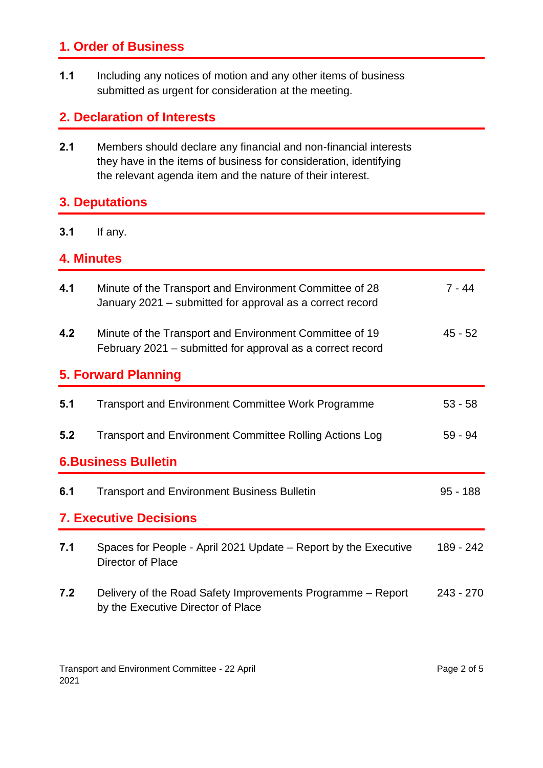## 1. Order of Business

**1.1** Including any notices of motion and any other items of business submitted as urgent for consideration at the meeting.

## 2. Declaration of Interests

**2.1** Members should declare any financial and non-financial interests they have in the items of business for consideration, identifying the relevant agenda item and the nature of their interest.

## 3. Deputations

**3.1** If any.

## 4. Minutes

| | | |
|---|---|---|
| **4.1** | Minute of the Transport and Environment Committee of 28 January 2021 – submitted for approval as a correct record | 7 - 44 |
| **4.2** | Minute of the Transport and Environment Committee of 19 February 2021 – submitted for approval as a correct record | 45 - 52 |

## 5. Forward Planning

| | | |
|---|---|---|
| **5.1** | Transport and Environment Committee Work Programme | 53 - 58 |
| **5.2** | Transport and Environment Committee Rolling Actions Log | 59 - 94 |

## 6.Business Bulletin

| | | |
|---|---|---|
| **6.1** | Transport and Environment Business Bulletin | 95 - 188 |

## 7. Executive Decisions

| | | |
|---|---|---|
| **7.1** | Spaces for People - April 2021 Update – Report by the Executive Director of Place | 189 - 242 |
| **7.2** | Delivery of the Road Safety Improvements Programme – Report by the Executive Director of Place | 243 - 270 |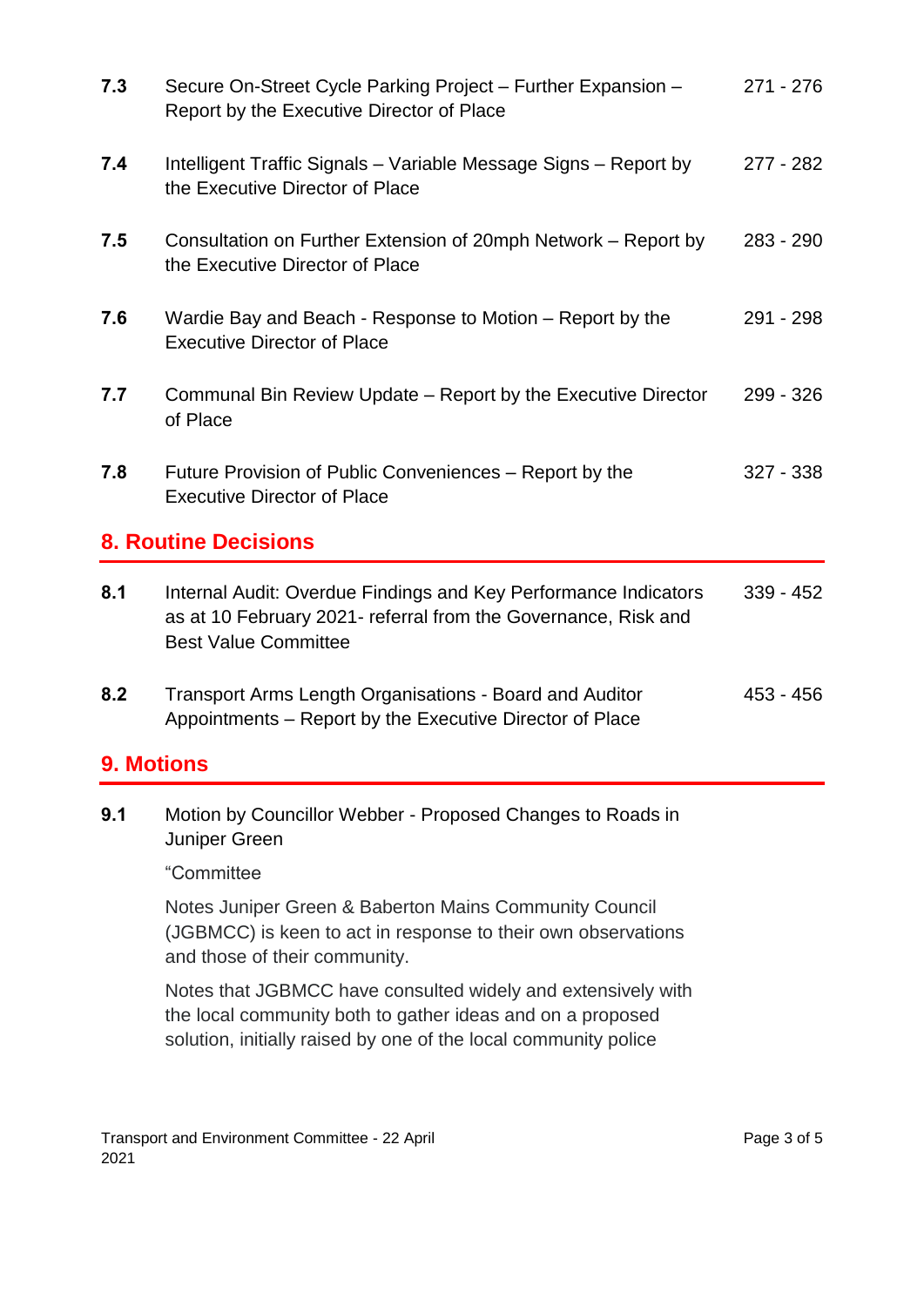| | | |
|---|---|---|
| **7.3** | Secure On-Street Cycle Parking Project – Further Expansion – Report by the Executive Director of Place | 271 - 276 |
| **7.4** | Intelligent Traffic Signals – Variable Message Signs – Report by the Executive Director of Place | 277 - 282 |
| **7.5** | Consultation on Further Extension of 20mph Network – Report by the Executive Director of Place | 283 - 290 |
| **7.6** | Wardie Bay and Beach - Response to Motion – Report by the Executive Director of Place | 291 - 298 |
| **7.7** | Communal Bin Review Update – Report by the Executive Director of Place | 299 - 326 |
| **7.8** | Future Provision of Public Conveniences – Report by the Executive Director of Place | 327 - 338 |

## 8. Routine Decisions

| | | |
|---|---|---|
| **8.1** | Internal Audit: Overdue Findings and Key Performance Indicators as at 10 February 2021- referral from the Governance, Risk and Best Value Committee | 339 - 452 |
| **8.2** | Transport Arms Length Organisations - Board and Auditor Appointments – Report by the Executive Director of Place | 453 - 456 |

## 9. Motions

**9.1** Motion by Councillor Webber - Proposed Changes to Roads in Juniper Green

"Committee

Notes Juniper Green & Baberton Mains Community Council (JGBMCC) is keen to act in response to their own observations and those of their community.

Notes that JGBMCC have consulted widely and extensively with the local community both to gather ideas and on a proposed solution, initially raised by one of the local community police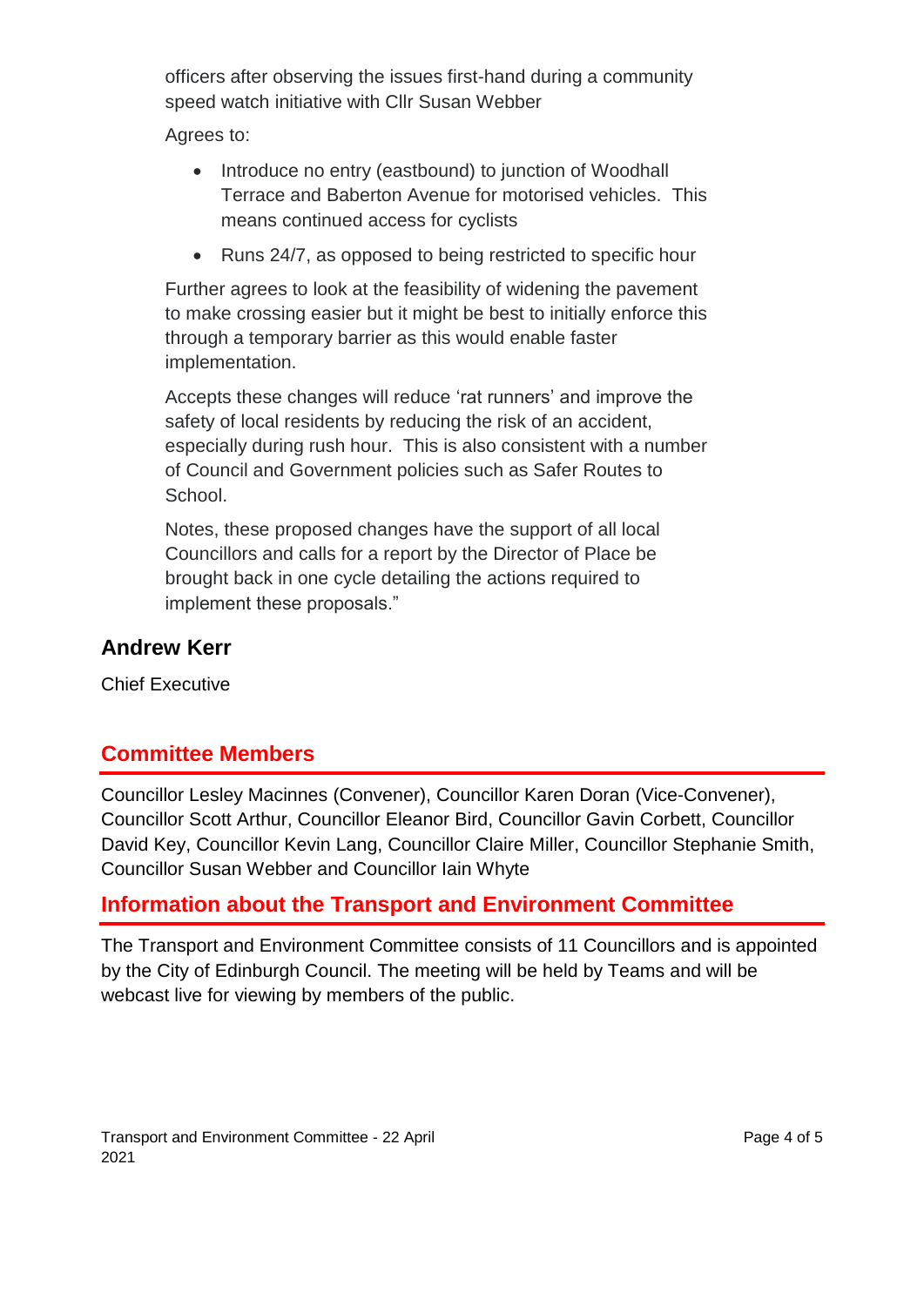officers after observing the issues first-hand during a community speed watch initiative with Cllr Susan Webber

Agrees to:

- Introduce no entry (eastbound) to junction of Woodhall Terrace and Baberton Avenue for motorised vehicles. This means continued access for cyclists
- Runs 24/7, as opposed to being restricted to specific hour

Further agrees to look at the feasibility of widening the pavement to make crossing easier but it might be best to initially enforce this through a temporary barrier as this would enable faster implementation.

Accepts these changes will reduce 'rat runners' and improve the safety of local residents by reducing the risk of an accident, especially during rush hour. This is also consistent with a number of Council and Government policies such as Safer Routes to School.

Notes, these proposed changes have the support of all local Councillors and calls for a report by the Director of Place be brought back in one cycle detailing the actions required to implement these proposals."

**Andrew Kerr**

Chief Executive

## Committee Members

Councillor Lesley Macinnes (Convener), Councillor Karen Doran (Vice-Convener), Councillor Scott Arthur, Councillor Eleanor Bird, Councillor Gavin Corbett, Councillor David Key, Councillor Kevin Lang, Councillor Claire Miller, Councillor Stephanie Smith, Councillor Susan Webber and Councillor Iain Whyte

## Information about the Transport and Environment Committee

The Transport and Environment Committee consists of 11 Councillors and is appointed by the City of Edinburgh Council. The meeting will be held by Teams and will be webcast live for viewing by members of the public.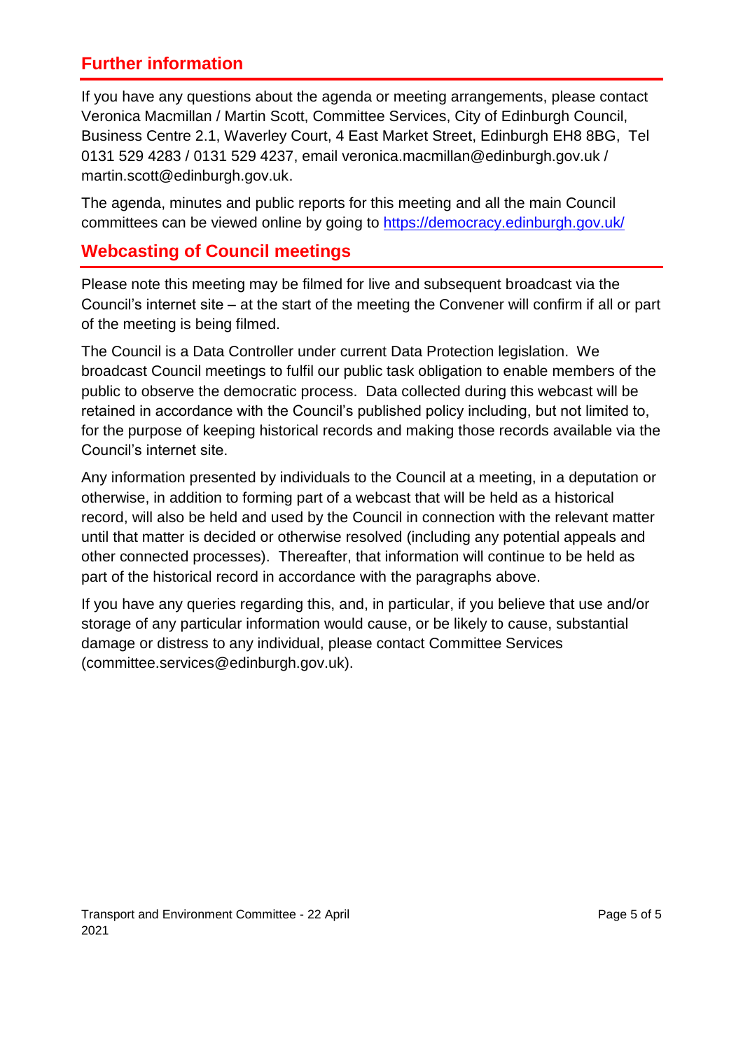## Further information

If you have any questions about the agenda or meeting arrangements, please contact Veronica Macmillan / Martin Scott, Committee Services, City of Edinburgh Council, Business Centre 2.1, Waverley Court, 4 East Market Street, Edinburgh EH8 8BG, Tel 0131 529 4283 / 0131 529 4237, email veronica.macmillan@edinburgh.gov.uk / martin.scott@edinburgh.gov.uk.

The agenda, minutes and public reports for this meeting and all the main Council committees can be viewed online by going to [https://democracy.edinburgh.gov.uk/](https://democracy.edinburgh.gov.uk/)

## Webcasting of Council meetings

Please note this meeting may be filmed for live and subsequent broadcast via the Council's internet site – at the start of the meeting the Convener will confirm if all or part of the meeting is being filmed.

The Council is a Data Controller under current Data Protection legislation. We broadcast Council meetings to fulfil our public task obligation to enable members of the public to observe the democratic process. Data collected during this webcast will be retained in accordance with the Council's published policy including, but not limited to, for the purpose of keeping historical records and making those records available via the Council's internet site.

Any information presented by individuals to the Council at a meeting, in a deputation or otherwise, in addition to forming part of a webcast that will be held as a historical record, will also be held and used by the Council in connection with the relevant matter until that matter is decided or otherwise resolved (including any potential appeals and other connected processes). Thereafter, that information will continue to be held as part of the historical record in accordance with the paragraphs above.

If you have any queries regarding this, and, in particular, if you believe that use and/or storage of any particular information would cause, or be likely to cause, substantial damage or distress to any individual, please contact Committee Services (committee.services@edinburgh.gov.uk).